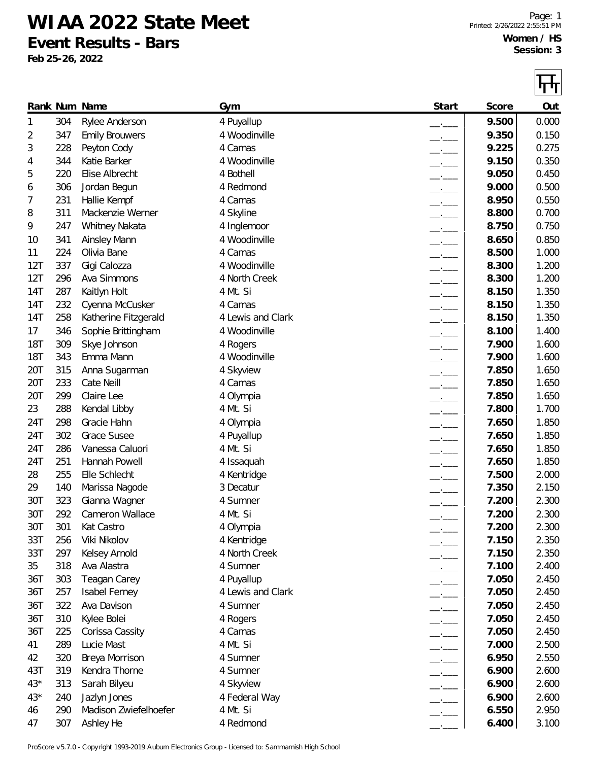# WIAA 2022 State Meet

## Event Results - Bars

**Feb 25-26, 2022**

**Women / HS**
**Session: 3**

| Rank | Num | Name | Gym | Start | Score | Out |
|---|---|---|---|---|---|---|
| 1 | 304 | Rylee Anderson | 4 Puyallup | __.___ | 9.500 | 0.000 |
| 2 | 347 | Emily Brouwers | 4 Woodinville | __.___ | 9.350 | 0.150 |
| 3 | 228 | Peyton Cody | 4 Camas | __.___ | 9.225 | 0.275 |
| 4 | 344 | Katie Barker | 4 Woodinville | __.___ | 9.150 | 0.350 |
| 5 | 220 | Elise Albrecht | 4 Bothell | __.___ | 9.050 | 0.450 |
| 6 | 306 | Jordan Begun | 4 Redmond | __.___ | 9.000 | 0.500 |
| 7 | 231 | Hallie Kempf | 4 Camas | __.___ | 8.950 | 0.550 |
| 8 | 311 | Mackenzie Werner | 4 Skyline | __.___ | 8.800 | 0.700 |
| 9 | 247 | Whitney Nakata | 4 Inglemoor | __.___ | 8.750 | 0.750 |
| 10 | 341 | Ainsley Mann | 4 Woodinville | __.___ | 8.650 | 0.850 |
| 11 | 224 | Olivia Bane | 4 Camas | __.___ | 8.500 | 1.000 |
| 12T | 337 | Gigi Calozza | 4 Woodinville | __.___ | 8.300 | 1.200 |
| 12T | 296 | Ava Simmons | 4 North Creek | __.___ | 8.300 | 1.200 |
| 14T | 287 | Kaitlyn Holt | 4 Mt. Si | __.___ | 8.150 | 1.350 |
| 14T | 232 | Cyenna McCusker | 4 Camas | __.___ | 8.150 | 1.350 |
| 14T | 258 | Katherine Fitzgerald | 4 Lewis and Clark | __.___ | 8.150 | 1.350 |
| 17 | 346 | Sophie Brittingham | 4 Woodinville | __.___ | 8.100 | 1.400 |
| 18T | 309 | Skye Johnson | 4 Rogers | __.___ | 7.900 | 1.600 |
| 18T | 343 | Emma Mann | 4 Woodinville | __.___ | 7.900 | 1.600 |
| 20T | 315 | Anna Sugarman | 4 Skyview | __.___ | 7.850 | 1.650 |
| 20T | 233 | Cate Neill | 4 Camas | __.___ | 7.850 | 1.650 |
| 20T | 299 | Claire Lee | 4 Olympia | __.___ | 7.850 | 1.650 |
| 23 | 288 | Kendal Libby | 4 Mt. Si | __.___ | 7.800 | 1.700 |
| 24T | 298 | Gracie Hahn | 4 Olympia | __.___ | 7.650 | 1.850 |
| 24T | 302 | Grace Susee | 4 Puyallup | __.___ | 7.650 | 1.850 |
| 24T | 286 | Vanessa Caluori | 4 Mt. Si | __.___ | 7.650 | 1.850 |
| 24T | 251 | Hannah Powell | 4 Issaquah | __.___ | 7.650 | 1.850 |
| 28 | 255 | Elle Schlecht | 4 Kentridge | __.___ | 7.500 | 2.000 |
| 29 | 140 | Marissa Nagode | 3 Decatur | __.___ | 7.350 | 2.150 |
| 30T | 323 | Gianna Wagner | 4 Sumner | __.___ | 7.200 | 2.300 |
| 30T | 292 | Cameron Wallace | 4 Mt. Si | __.___ | 7.200 | 2.300 |
| 30T | 301 | Kat Castro | 4 Olympia | __.___ | 7.200 | 2.300 |
| 33T | 256 | Viki Nikolov | 4 Kentridge | __.___ | 7.150 | 2.350 |
| 33T | 297 | Kelsey Arnold | 4 North Creek | __.___ | 7.150 | 2.350 |
| 35 | 318 | Ava Alastra | 4 Sumner | __.___ | 7.100 | 2.400 |
| 36T | 303 | Teagan Carey | 4 Puyallup | __.___ | 7.050 | 2.450 |
| 36T | 257 | Isabel Ferney | 4 Lewis and Clark | __.___ | 7.050 | 2.450 |
| 36T | 322 | Ava Davison | 4 Sumner | __.___ | 7.050 | 2.450 |
| 36T | 310 | Kylee Bolei | 4 Rogers | __.___ | 7.050 | 2.450 |
| 36T | 225 | Corissa Cassity | 4 Camas | __.___ | 7.050 | 2.450 |
| 41 | 289 | Lucie Mast | 4 Mt. Si | __.___ | 7.000 | 2.500 |
| 42 | 320 | Breya Morrison | 4 Sumner | __.___ | 6.950 | 2.550 |
| 43T | 319 | Kendra Thorne | 4 Sumner | __.___ | 6.900 | 2.600 |
| 43* | 313 | Sarah Bilyeu | 4 Skyview | __.___ | 6.900 | 2.600 |
| 43* | 240 | Jazlyn Jones | 4 Federal Way | __.___ | 6.900 | 2.600 |
| 46 | 290 | Madison Zwiefelhoefer | 4 Mt. Si | __.___ | 6.550 | 2.950 |
| 47 | 307 | Ashley He | 4 Redmond | __.___ | 6.400 | 3.100 |

ProScore v5.7.0 - Copyright 1993-2019 Auburn Electronics Group - Licensed to: Sammamish High School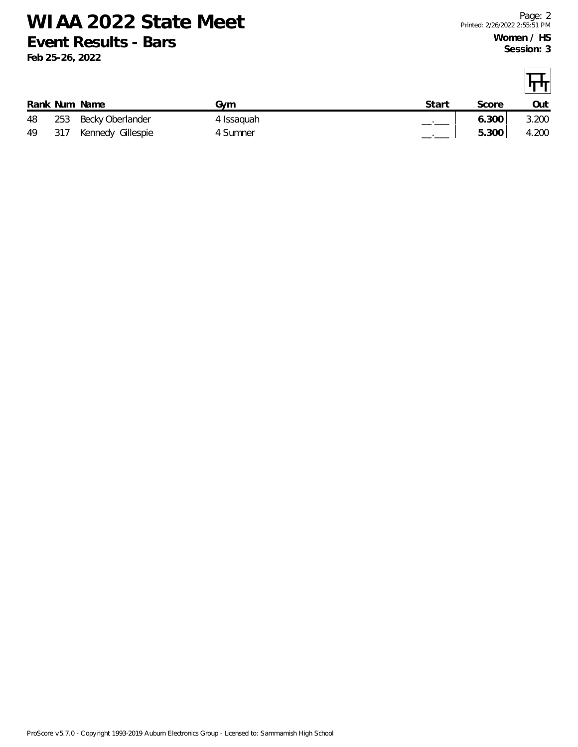# WIAA 2022 State Meet

## Event Results - Bars

**Feb 25-26, 2022**

Printed: 2/26/2022 2:55:51 PM

**Women / HS**
**Session: 3**

| Rank | Num | Name | Gym | Start | Score | Out |
|---|---|---|---|---|---|---|
| 48 | 253 | Becky Oberlander | 4 Issaquah | __.___ | **6.300** | 3.200 |
| 49 | 317 | Kennedy Gillespie | 4 Sumner | __.___ | **5.300** | 4.200 |

ProScore v5.7.0 - Copyright 1993-2019 Auburn Electronics Group - Licensed to: Sammamish High School